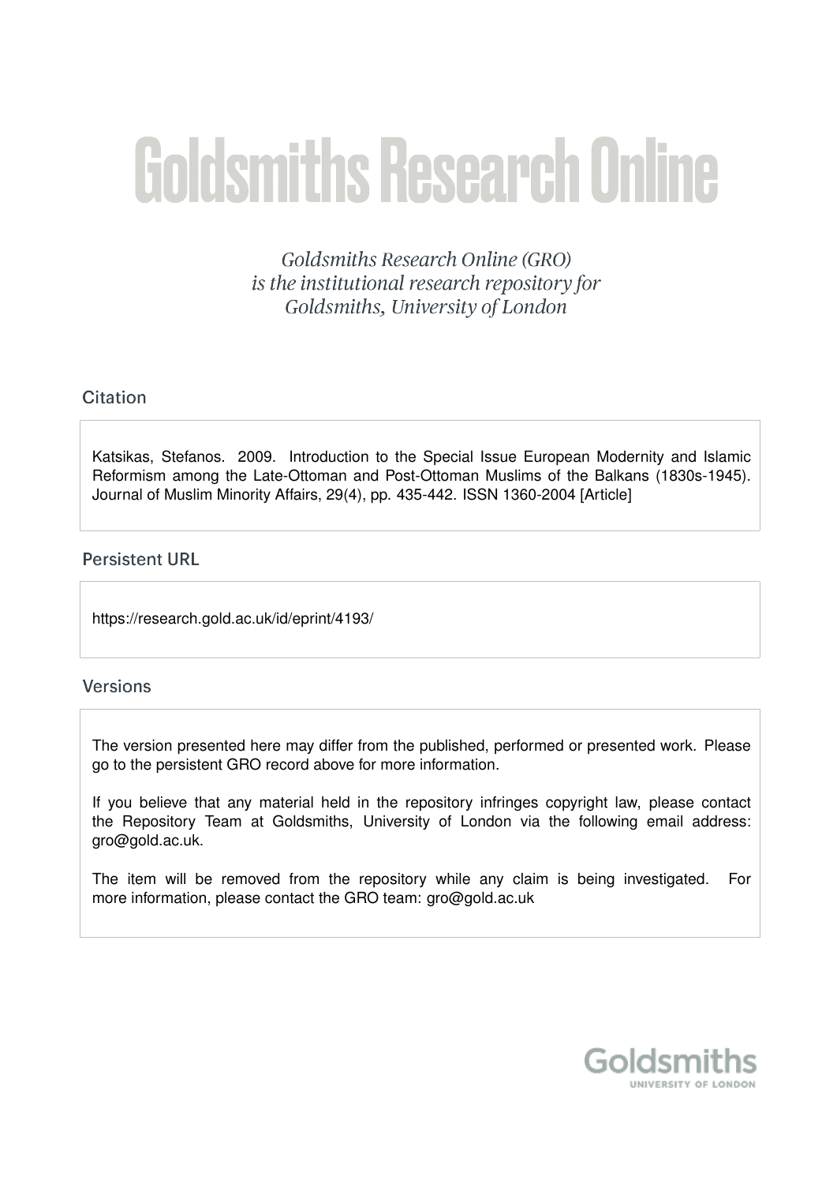# Goldsmiths Research Online

*Goldsmiths Research Online (GRO) is the institutional research repository for Goldsmiths, University of London*

## Citation

Katsikas, Stefanos. 2009. Introduction to the Special Issue European Modernity and Islamic Reformism among the Late-Ottoman and Post-Ottoman Muslims of the Balkans (1830s-1945). Journal of Muslim Minority Affairs, 29(4), pp. 435-442. ISSN 1360-2004 [Article]

## Persistent URL

https://research.gold.ac.uk/id/eprint/4193/

## Versions

The version presented here may differ from the published, performed or presented work. Please go to the persistent GRO record above for more information.

If you believe that any material held in the repository infringes copyright law, please contact the Repository Team at Goldsmiths, University of London via the following email address: gro@gold.ac.uk.

The item will be removed from the repository while any claim is being investigated. For more information, please contact the GRO team: gro@gold.ac.uk

Goldsmiths
UNIVERSITY OF LONDON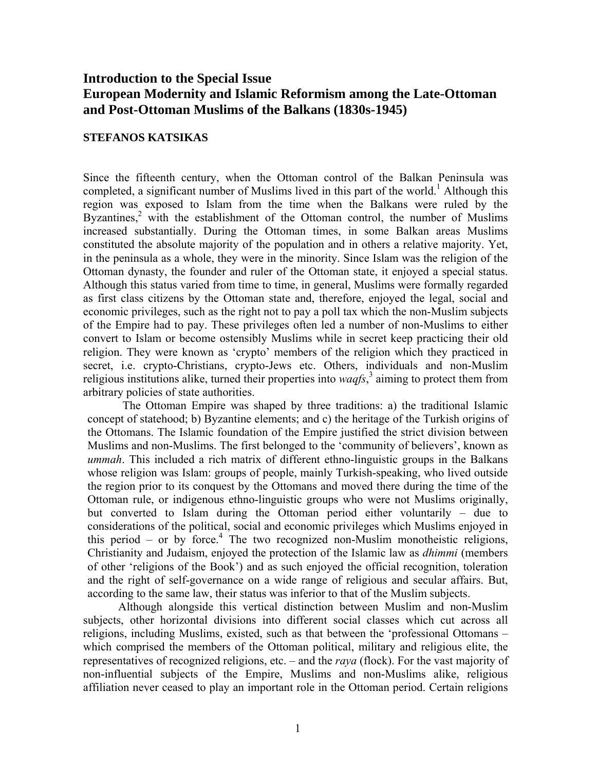# Introduction to the Special Issue
# European Modernity and Islamic Reformism among the Late-Ottoman and Post-Ottoman Muslims of the Balkans (1830s-1945)

**STEFANOS KATSIKAS**

Since the fifteenth century, when the Ottoman control of the Balkan Peninsula was completed, a significant number of Muslims lived in this part of the world.[1] Although this region was exposed to Islam from the time when the Balkans were ruled by the Byzantines,[2] with the establishment of the Ottoman control, the number of Muslims increased substantially. During the Ottoman times, in some Balkan areas Muslims constituted the absolute majority of the population and in others a relative majority. Yet, in the peninsula as a whole, they were in the minority. Since Islam was the religion of the Ottoman dynasty, the founder and ruler of the Ottoman state, it enjoyed a special status. Although this status varied from time to time, in general, Muslims were formally regarded as first class citizens by the Ottoman state and, therefore, enjoyed the legal, social and economic privileges, such as the right not to pay a poll tax which the non-Muslim subjects of the Empire had to pay. These privileges often led a number of non-Muslims to either convert to Islam or become ostensibly Muslims while in secret keep practicing their old religion. They were known as 'crypto' members of the religion which they practiced in secret, i.e. crypto-Christians, crypto-Jews etc. Others, individuals and non-Muslim religious institutions alike, turned their properties into *waqfs*,[3] aiming to protect them from arbitrary policies of state authorities.

The Ottoman Empire was shaped by three traditions: a) the traditional Islamic concept of statehood; b) Byzantine elements; and c) the heritage of the Turkish origins of the Ottomans. The Islamic foundation of the Empire justified the strict division between Muslims and non-Muslims. The first belonged to the 'community of believers', known as *ummah*. This included a rich matrix of different ethno-linguistic groups in the Balkans whose religion was Islam: groups of people, mainly Turkish-speaking, who lived outside the region prior to its conquest by the Ottomans and moved there during the time of the Ottoman rule, or indigenous ethno-linguistic groups who were not Muslims originally, but converted to Islam during the Ottoman period either voluntarily – due to considerations of the political, social and economic privileges which Muslims enjoyed in this period – or by force.[4] The two recognized non-Muslim monotheistic religions, Christianity and Judaism, enjoyed the protection of the Islamic law as *dhimmi* (members of other 'religions of the Book') and as such enjoyed the official recognition, toleration and the right of self-governance on a wide range of religious and secular affairs. But, according to the same law, their status was inferior to that of the Muslim subjects.

Although alongside this vertical distinction between Muslim and non-Muslim subjects, other horizontal divisions into different social classes which cut across all religions, including Muslims, existed, such as that between the 'professional Ottomans – which comprised the members of the Ottoman political, military and religious elite, the representatives of recognized religions, etc. – and the *raya* (flock). For the vast majority of non-influential subjects of the Empire, Muslims and non-Muslims alike, religious affiliation never ceased to play an important role in the Ottoman period. Certain religions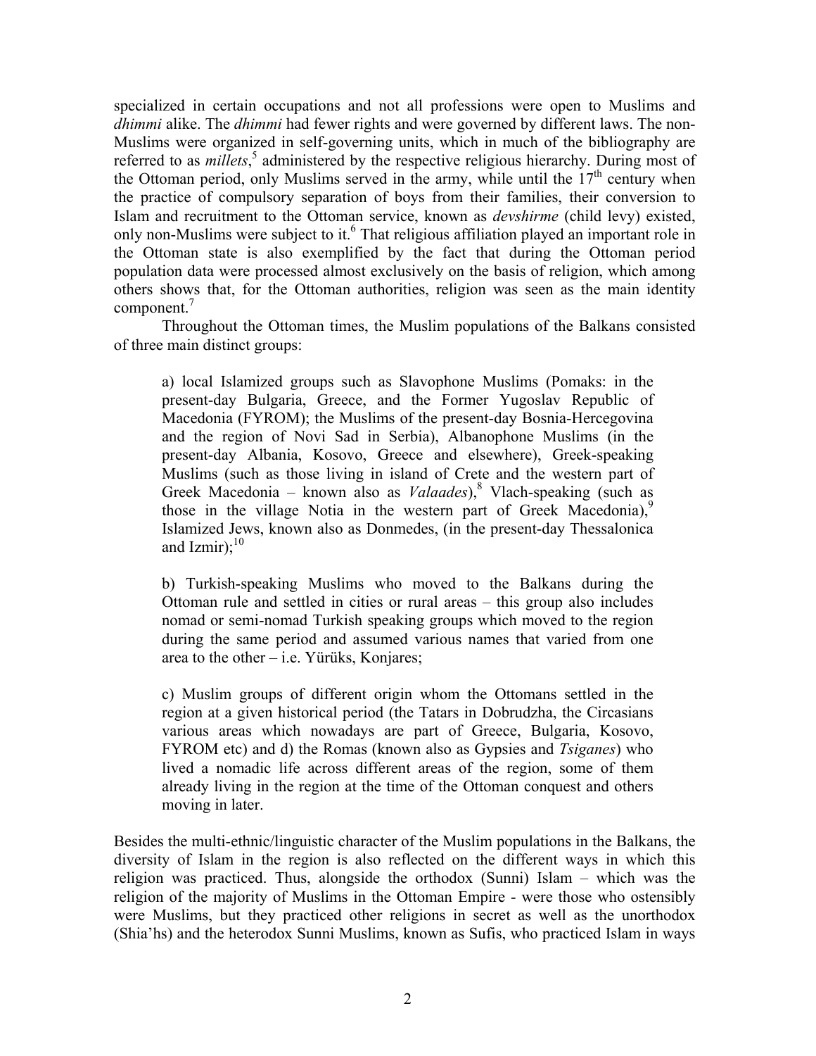specialized in certain occupations and not all professions were open to Muslims and *dhimmi* alike. The *dhimmi* had fewer rights and were governed by different laws. The non-Muslims were organized in self-governing units, which in much of the bibliography are referred to as *millets*,[5] administered by the respective religious hierarchy. During most of the Ottoman period, only Muslims served in the army, while until the 17th century when the practice of compulsory separation of boys from their families, their conversion to Islam and recruitment to the Ottoman service, known as *devshirme* (child levy) existed, only non-Muslims were subject to it.[6] That religious affiliation played an important role in the Ottoman state is also exemplified by the fact that during the Ottoman period population data were processed almost exclusively on the basis of religion, which among others shows that, for the Ottoman authorities, religion was seen as the main identity component.[7]

Throughout the Ottoman times, the Muslim populations of the Balkans consisted of three main distinct groups:

> a) local Islamized groups such as Slavophone Muslims (Pomaks: in the present-day Bulgaria, Greece, and the Former Yugoslav Republic of Macedonia (FYROM); the Muslims of the present-day Bosnia-Hercegovina and the region of Novi Sad in Serbia), Albanophone Muslims (in the present-day Albania, Kosovo, Greece and elsewhere), Greek-speaking Muslims (such as those living in island of Crete and the western part of Greek Macedonia – known also as *Valaades*),[8] Vlach-speaking (such as those in the village Notia in the western part of Greek Macedonia),[9] Islamized Jews, known also as Donmedes, (in the present-day Thessalonica and Izmir);[10]
>
> b) Turkish-speaking Muslims who moved to the Balkans during the Ottoman rule and settled in cities or rural areas – this group also includes nomad or semi-nomad Turkish speaking groups which moved to the region during the same period and assumed various names that varied from one area to the other – i.e. Yürüks, Konjares;
>
> c) Muslim groups of different origin whom the Ottomans settled in the region at a given historical period (the Tatars in Dobrudzha, the Circasians various areas which nowadays are part of Greece, Bulgaria, Kosovo, FYROM etc) and d) the Romas (known also as Gypsies and *Tsiganes*) who lived a nomadic life across different areas of the region, some of them already living in the region at the time of the Ottoman conquest and others moving in later.

Besides the multi-ethnic/linguistic character of the Muslim populations in the Balkans, the diversity of Islam in the region is also reflected on the different ways in which this religion was practiced. Thus, alongside the orthodox (Sunni) Islam – which was the religion of the majority of Muslims in the Ottoman Empire - were those who ostensibly were Muslims, but they practiced other religions in secret as well as the unorthodox (Shia'hs) and the heterodox Sunni Muslims, known as Sufis, who practiced Islam in ways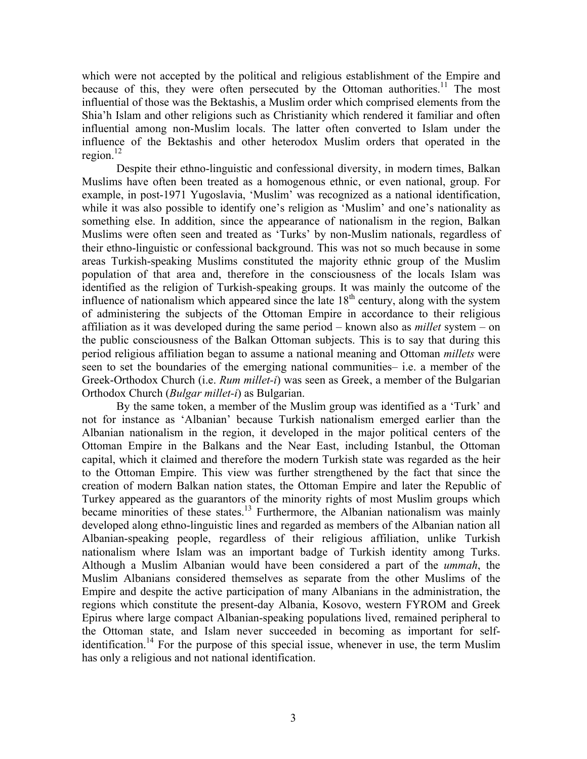which were not accepted by the political and religious establishment of the Empire and because of this, they were often persecuted by the Ottoman authorities.[11] The most influential of those was the Bektashis, a Muslim order which comprised elements from the Shia'h Islam and other religions such as Christianity which rendered it familiar and often influential among non-Muslim locals. The latter often converted to Islam under the influence of the Bektashis and other heterodox Muslim orders that operated in the region.[12]

Despite their ethno-linguistic and confessional diversity, in modern times, Balkan Muslims have often been treated as a homogenous ethnic, or even national, group. For example, in post-1971 Yugoslavia, 'Muslim' was recognized as a national identification, while it was also possible to identify one's religion as 'Muslim' and one's nationality as something else. In addition, since the appearance of nationalism in the region, Balkan Muslims were often seen and treated as 'Turks' by non-Muslim nationals, regardless of their ethno-linguistic or confessional background. This was not so much because in some areas Turkish-speaking Muslims constituted the majority ethnic group of the Muslim population of that area and, therefore in the consciousness of the locals Islam was identified as the religion of Turkish-speaking groups. It was mainly the outcome of the influence of nationalism which appeared since the late 18th century, along with the system of administering the subjects of the Ottoman Empire in accordance to their religious affiliation as it was developed during the same period – known also as *millet* system – on the public consciousness of the Balkan Ottoman subjects. This is to say that during this period religious affiliation began to assume a national meaning and Ottoman *millets* were seen to set the boundaries of the emerging national communities– i.e. a member of the Greek-Orthodox Church (i.e. *Rum millet-i*) was seen as Greek, a member of the Bulgarian Orthodox Church (*Bulgar millet-i*) as Bulgarian.

By the same token, a member of the Muslim group was identified as a 'Turk' and not for instance as 'Albanian' because Turkish nationalism emerged earlier than the Albanian nationalism in the region, it developed in the major political centers of the Ottoman Empire in the Balkans and the Near East, including Istanbul, the Ottoman capital, which it claimed and therefore the modern Turkish state was regarded as the heir to the Ottoman Empire. This view was further strengthened by the fact that since the creation of modern Balkan nation states, the Ottoman Empire and later the Republic of Turkey appeared as the guarantors of the minority rights of most Muslim groups which became minorities of these states.[13] Furthermore, the Albanian nationalism was mainly developed along ethno-linguistic lines and regarded as members of the Albanian nation all Albanian-speaking people, regardless of their religious affiliation, unlike Turkish nationalism where Islam was an important badge of Turkish identity among Turks. Although a Muslim Albanian would have been considered a part of the *ummah*, the Muslim Albanians considered themselves as separate from the other Muslims of the Empire and despite the active participation of many Albanians in the administration, the regions which constitute the present-day Albania, Kosovo, western FYROM and Greek Epirus where large compact Albanian-speaking populations lived, remained peripheral to the Ottoman state, and Islam never succeeded in becoming as important for self-identification.[14] For the purpose of this special issue, whenever in use, the term Muslim has only a religious and not national identification.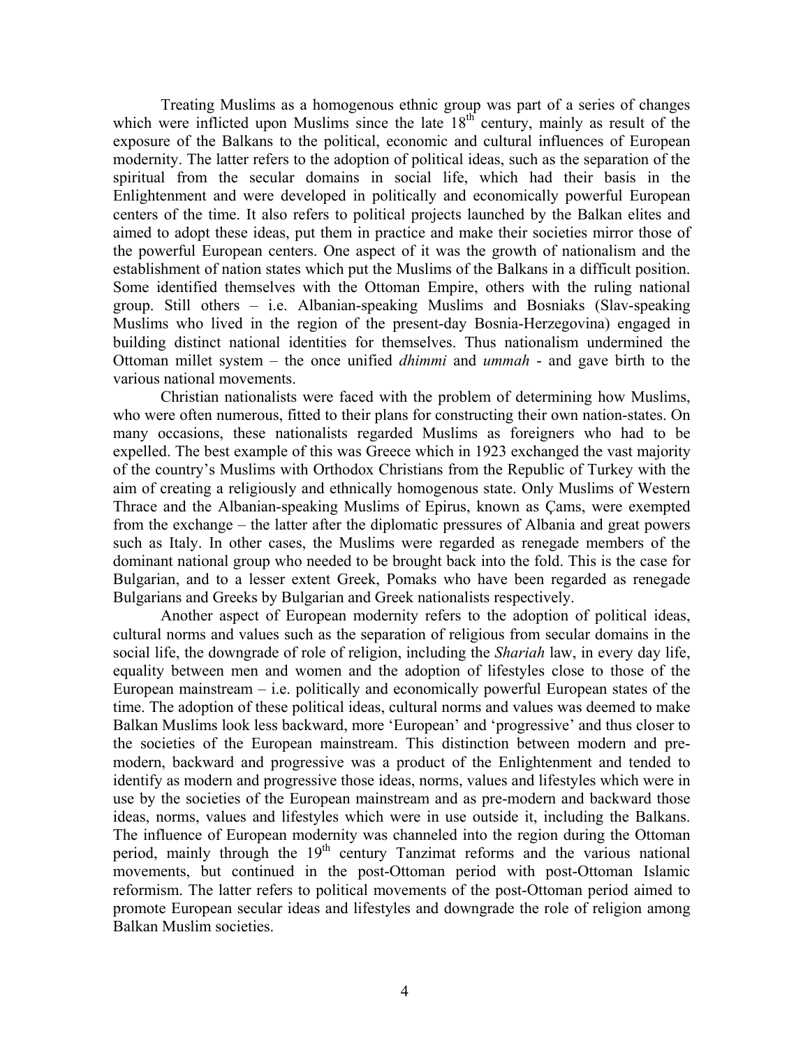Treating Muslims as a homogenous ethnic group was part of a series of changes which were inflicted upon Muslims since the late 18th century, mainly as result of the exposure of the Balkans to the political, economic and cultural influences of European modernity. The latter refers to the adoption of political ideas, such as the separation of the spiritual from the secular domains in social life, which had their basis in the Enlightenment and were developed in politically and economically powerful European centers of the time. It also refers to political projects launched by the Balkan elites and aimed to adopt these ideas, put them in practice and make their societies mirror those of the powerful European centers. One aspect of it was the growth of nationalism and the establishment of nation states which put the Muslims of the Balkans in a difficult position. Some identified themselves with the Ottoman Empire, others with the ruling national group. Still others – i.e. Albanian-speaking Muslims and Bosniaks (Slav-speaking Muslims who lived in the region of the present-day Bosnia-Herzegovina) engaged in building distinct national identities for themselves. Thus nationalism undermined the Ottoman millet system – the once unified *dhimmi* and *ummah* - and gave birth to the various national movements.

Christian nationalists were faced with the problem of determining how Muslims, who were often numerous, fitted to their plans for constructing their own nation-states. On many occasions, these nationalists regarded Muslims as foreigners who had to be expelled. The best example of this was Greece which in 1923 exchanged the vast majority of the country's Muslims with Orthodox Christians from the Republic of Turkey with the aim of creating a religiously and ethnically homogenous state. Only Muslims of Western Thrace and the Albanian-speaking Muslims of Epirus, known as Çams, were exempted from the exchange – the latter after the diplomatic pressures of Albania and great powers such as Italy. In other cases, the Muslims were regarded as renegade members of the dominant national group who needed to be brought back into the fold. This is the case for Bulgarian, and to a lesser extent Greek, Pomaks who have been regarded as renegade Bulgarians and Greeks by Bulgarian and Greek nationalists respectively.

Another aspect of European modernity refers to the adoption of political ideas, cultural norms and values such as the separation of religious from secular domains in the social life, the downgrade of role of religion, including the *Shariah* law, in every day life, equality between men and women and the adoption of lifestyles close to those of the European mainstream – i.e. politically and economically powerful European states of the time. The adoption of these political ideas, cultural norms and values was deemed to make Balkan Muslims look less backward, more 'European' and 'progressive' and thus closer to the societies of the European mainstream. This distinction between modern and pre-modern, backward and progressive was a product of the Enlightenment and tended to identify as modern and progressive those ideas, norms, values and lifestyles which were in use by the societies of the European mainstream and as pre-modern and backward those ideas, norms, values and lifestyles which were in use outside it, including the Balkans. The influence of European modernity was channeled into the region during the Ottoman period, mainly through the 19th century Tanzimat reforms and the various national movements, but continued in the post-Ottoman period with post-Ottoman Islamic reformism. The latter refers to political movements of the post-Ottoman period aimed to promote European secular ideas and lifestyles and downgrade the role of religion among Balkan Muslim societies.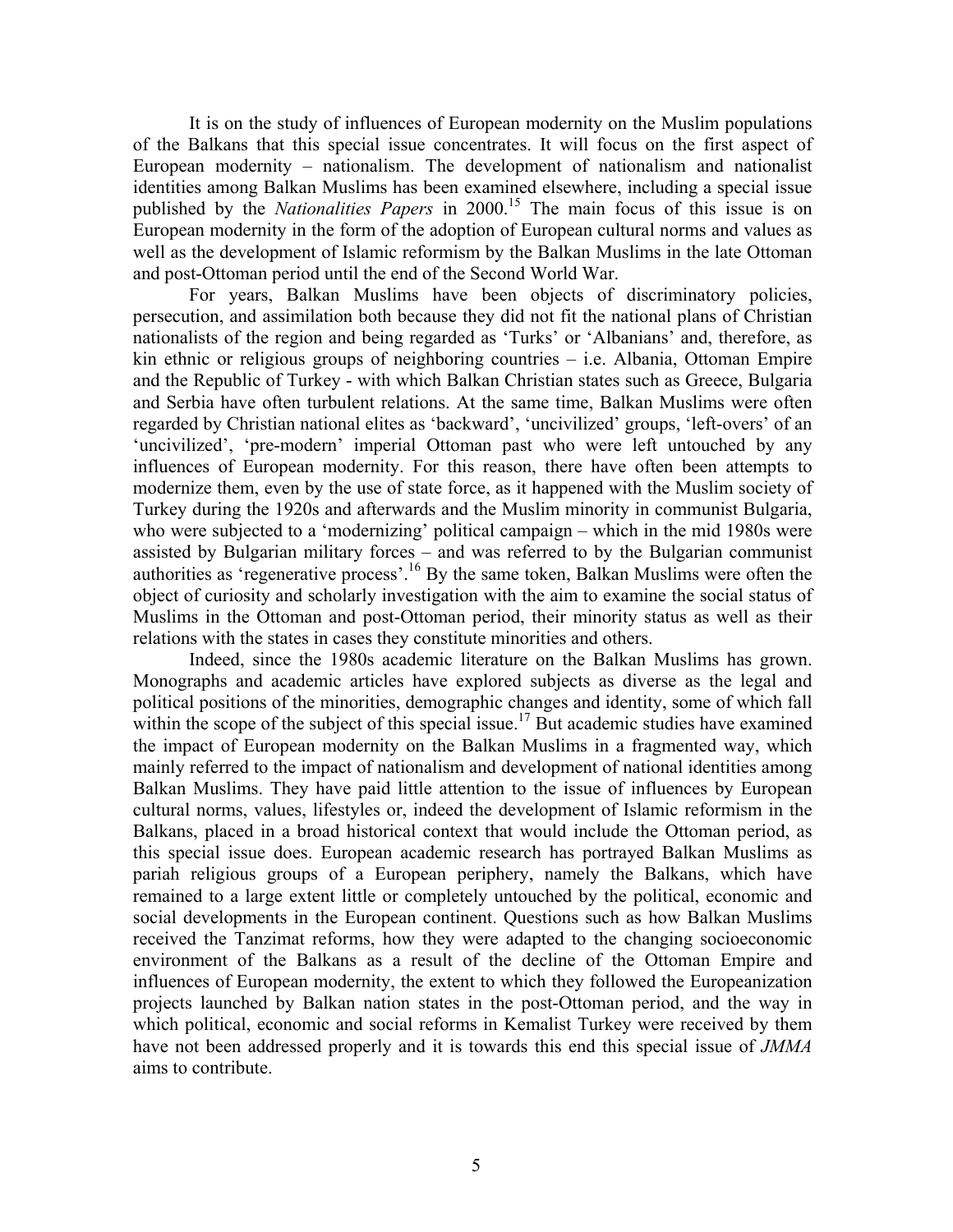It is on the study of influences of European modernity on the Muslim populations of the Balkans that this special issue concentrates. It will focus on the first aspect of European modernity – nationalism. The development of nationalism and nationalist identities among Balkan Muslims has been examined elsewhere, including a special issue published by the *Nationalities Papers* in 2000.[15] The main focus of this issue is on European modernity in the form of the adoption of European cultural norms and values as well as the development of Islamic reformism by the Balkan Muslims in the late Ottoman and post-Ottoman period until the end of the Second World War.

For years, Balkan Muslims have been objects of discriminatory policies, persecution, and assimilation both because they did not fit the national plans of Christian nationalists of the region and being regarded as 'Turks' or 'Albanians' and, therefore, as kin ethnic or religious groups of neighboring countries – i.e. Albania, Ottoman Empire and the Republic of Turkey - with which Balkan Christian states such as Greece, Bulgaria and Serbia have often turbulent relations. At the same time, Balkan Muslims were often regarded by Christian national elites as 'backward', 'uncivilized' groups, 'left-overs' of an 'uncivilized', 'pre-modern' imperial Ottoman past who were left untouched by any influences of European modernity. For this reason, there have often been attempts to modernize them, even by the use of state force, as it happened with the Muslim society of Turkey during the 1920s and afterwards and the Muslim minority in communist Bulgaria, who were subjected to a 'modernizing' political campaign – which in the mid 1980s were assisted by Bulgarian military forces – and was referred to by the Bulgarian communist authorities as 'regenerative process'.[16] By the same token, Balkan Muslims were often the object of curiosity and scholarly investigation with the aim to examine the social status of Muslims in the Ottoman and post-Ottoman period, their minority status as well as their relations with the states in cases they constitute minorities and others.

Indeed, since the 1980s academic literature on the Balkan Muslims has grown. Monographs and academic articles have explored subjects as diverse as the legal and political positions of the minorities, demographic changes and identity, some of which fall within the scope of the subject of this special issue.[17] But academic studies have examined the impact of European modernity on the Balkan Muslims in a fragmented way, which mainly referred to the impact of nationalism and development of national identities among Balkan Muslims. They have paid little attention to the issue of influences by European cultural norms, values, lifestyles or, indeed the development of Islamic reformism in the Balkans, placed in a broad historical context that would include the Ottoman period, as this special issue does. European academic research has portrayed Balkan Muslims as pariah religious groups of a European periphery, namely the Balkans, which have remained to a large extent little or completely untouched by the political, economic and social developments in the European continent. Questions such as how Balkan Muslims received the Tanzimat reforms, how they were adapted to the changing socioeconomic environment of the Balkans as a result of the decline of the Ottoman Empire and influences of European modernity, the extent to which they followed the Europeanization projects launched by Balkan nation states in the post-Ottoman period, and the way in which political, economic and social reforms in Kemalist Turkey were received by them have not been addressed properly and it is towards this end this special issue of *JMMA* aims to contribute.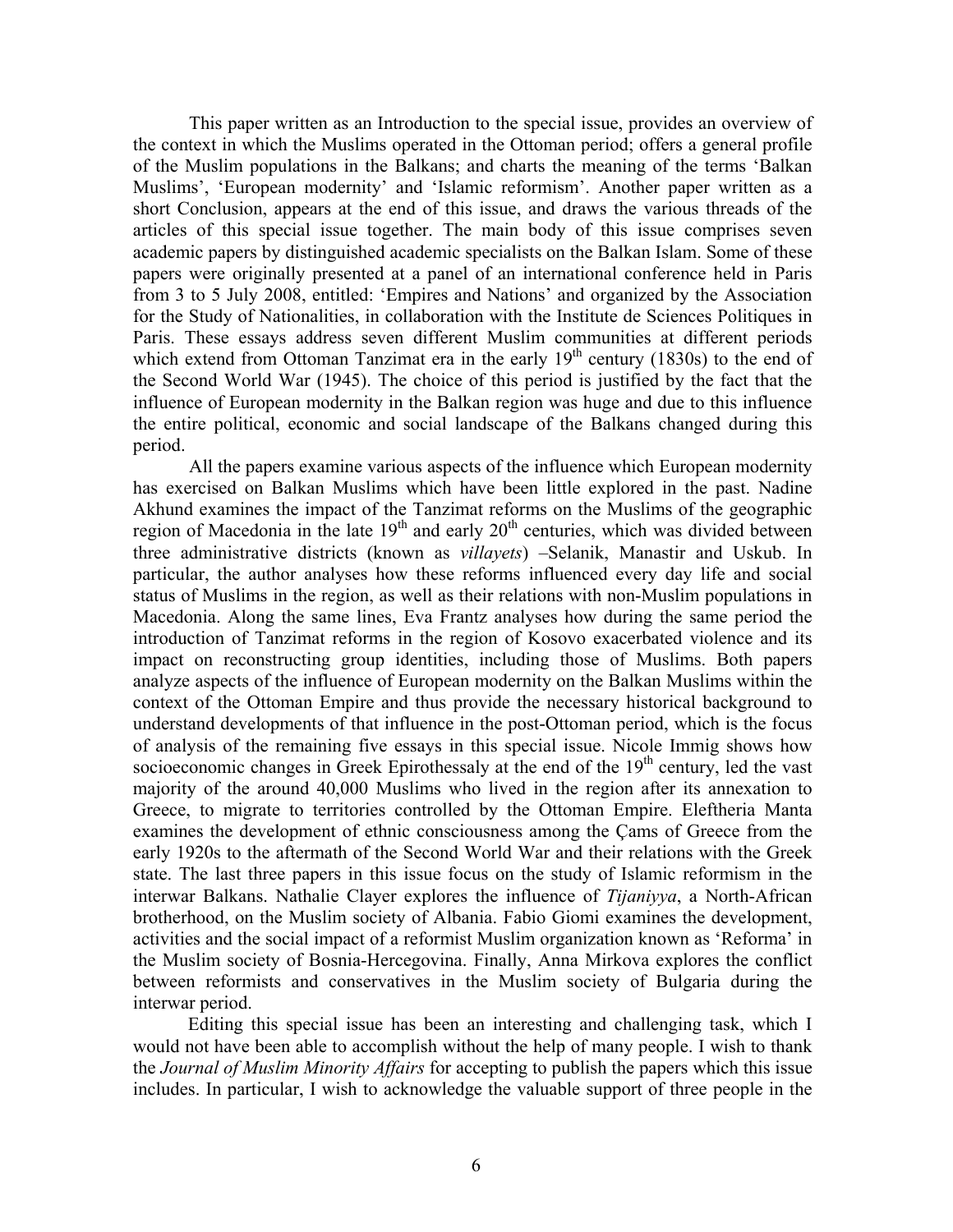This paper written as an Introduction to the special issue, provides an overview of the context in which the Muslims operated in the Ottoman period; offers a general profile of the Muslim populations in the Balkans; and charts the meaning of the terms 'Balkan Muslims', 'European modernity' and 'Islamic reformism'. Another paper written as a short Conclusion, appears at the end of this issue, and draws the various threads of the articles of this special issue together. The main body of this issue comprises seven academic papers by distinguished academic specialists on the Balkan Islam. Some of these papers were originally presented at a panel of an international conference held in Paris from 3 to 5 July 2008, entitled: 'Empires and Nations' and organized by the Association for the Study of Nationalities, in collaboration with the Institute de Sciences Politiques in Paris. These essays address seven different Muslim communities at different periods which extend from Ottoman Tanzimat era in the early 19th century (1830s) to the end of the Second World War (1945). The choice of this period is justified by the fact that the influence of European modernity in the Balkan region was huge and due to this influence the entire political, economic and social landscape of the Balkans changed during this period.

All the papers examine various aspects of the influence which European modernity has exercised on Balkan Muslims which have been little explored in the past. Nadine Akhund examines the impact of the Tanzimat reforms on the Muslims of the geographic region of Macedonia in the late 19th and early 20th centuries, which was divided between three administrative districts (known as *villayets*) –Selanik, Manastir and Uskub. In particular, the author analyses how these reforms influenced every day life and social status of Muslims in the region, as well as their relations with non-Muslim populations in Macedonia. Along the same lines, Eva Frantz analyses how during the same period the introduction of Tanzimat reforms in the region of Kosovo exacerbated violence and its impact on reconstructing group identities, including those of Muslims. Both papers analyze aspects of the influence of European modernity on the Balkan Muslims within the context of the Ottoman Empire and thus provide the necessary historical background to understand developments of that influence in the post-Ottoman period, which is the focus of analysis of the remaining five essays in this special issue. Nicole Immig shows how socioeconomic changes in Greek Epirothessaly at the end of the 19th century, led the vast majority of the around 40,000 Muslims who lived in the region after its annexation to Greece, to migrate to territories controlled by the Ottoman Empire. Eleftheria Manta examines the development of ethnic consciousness among the Çams of Greece from the early 1920s to the aftermath of the Second World War and their relations with the Greek state. The last three papers in this issue focus on the study of Islamic reformism in the interwar Balkans. Nathalie Clayer explores the influence of *Tijaniyya*, a North-African brotherhood, on the Muslim society of Albania. Fabio Giomi examines the development, activities and the social impact of a reformist Muslim organization known as 'Reforma' in the Muslim society of Bosnia-Hercegovina. Finally, Anna Mirkova explores the conflict between reformists and conservatives in the Muslim society of Bulgaria during the interwar period.

Editing this special issue has been an interesting and challenging task, which I would not have been able to accomplish without the help of many people. I wish to thank the *Journal of Muslim Minority Affairs* for accepting to publish the papers which this issue includes. In particular, I wish to acknowledge the valuable support of three people in the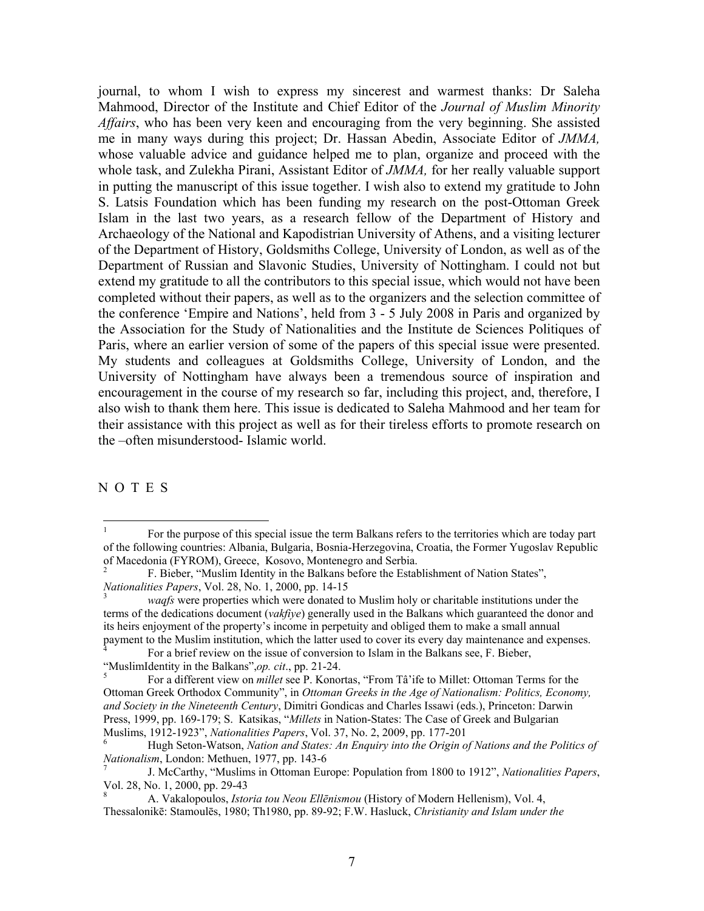journal, to whom I wish to express my sincerest and warmest thanks: Dr Saleha Mahmood, Director of the Institute and Chief Editor of the *Journal of Muslim Minority Affairs*, who has been very keen and encouraging from the very beginning. She assisted me in many ways during this project; Dr. Hassan Abedin, Associate Editor of *JMMA,* whose valuable advice and guidance helped me to plan, organize and proceed with the whole task, and Zulekha Pirani, Assistant Editor of *JMMA,* for her really valuable support in putting the manuscript of this issue together. I wish also to extend my gratitude to John S. Latsis Foundation which has been funding my research on the post-Ottoman Greek Islam in the last two years, as a research fellow of the Department of History and Archaeology of the National and Kapodistrian University of Athens, and a visiting lecturer of the Department of History, Goldsmiths College, University of London, as well as of the Department of Russian and Slavonic Studies, University of Nottingham. I could not but extend my gratitude to all the contributors to this special issue, which would not have been completed without their papers, as well as to the organizers and the selection committee of the conference 'Empire and Nations', held from 3 - 5 July 2008 in Paris and organized by the Association for the Study of Nationalities and the Institute de Sciences Politiques of Paris, where an earlier version of some of the papers of this special issue were presented. My students and colleagues at Goldsmiths College, University of London, and the University of Nottingham have always been a tremendous source of inspiration and encouragement in the course of my research so far, including this project, and, therefore, I also wish to thank them here. This issue is dedicated to Saleha Mahmood and her team for their assistance with this project as well as for their tireless efforts to promote research on the –often misunderstood- Islamic world.

N O T E S

[1] For the purpose of this special issue the term Balkans refers to the territories which are today part of the following countries: Albania, Bulgaria, Bosnia-Herzegovina, Croatia, the Former Yugoslav Republic of Macedonia (FYROM), Greece, Kosovo, Montenegro and Serbia.

[2] F. Bieber, "Muslim Identity in the Balkans before the Establishment of Nation States", *Nationalities Papers*, Vol. 28, No. 1, 2000, pp. 14-15

[3] *waqfs* were properties which were donated to Muslim holy or charitable institutions under the terms of the dedications document (*vakfiye*) generally used in the Balkans which guaranteed the donor and its heirs enjoyment of the property's income in perpetuity and obliged them to make a small annual payment to the Muslim institution, which the latter used to cover its every day maintenance and expenses.

[4] For a brief review on the issue of conversion to Islam in the Balkans see, F. Bieber, "MuslimIdentity in the Balkans",*op. cit*., pp. 21-24.

[5] For a different view on *millet* see P. Konortas, "From Tâ'ife to Millet: Ottoman Terms for the Ottoman Greek Orthodox Community", in *Ottoman Greeks in the Age of Nationalism: Politics, Economy, and Society in the Nineteenth Century*, Dimitri Gondicas and Charles Issawi (eds.), Princeton: Darwin Press, 1999, pp. 169-179; S. Katsikas, "*Millets* in Nation-States: The Case of Greek and Bulgarian Muslims, 1912-1923", *Nationalities Papers*, Vol. 37, No. 2, 2009, pp. 177-201

[6] Hugh Seton-Watson, *Nation and States: An Enquiry into the Origin of Nations and the Politics of Nationalism*, London: Methuen, 1977, pp. 143-6

[7] J. McCarthy, "Muslims in Ottoman Europe: Population from 1800 to 1912", *Nationalities Papers*, Vol. 28, No. 1, 2000, pp. 29-43

[8] A. Vakalopoulos, *Istoria tou Neou Ellēnismou* (History of Modern Hellenism), Vol. 4, Thessalonikē: Stamoulēs, 1980; Th1980, pp. 89-92; F.W. Hasluck, *Christianity and Islam under the*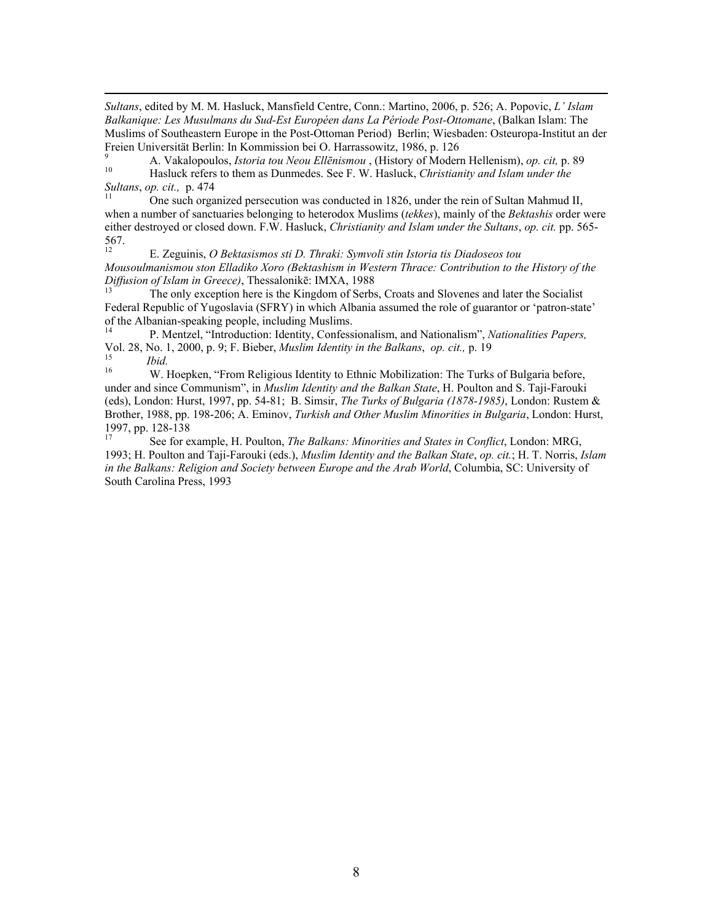*Sultans*, edited by M. M. Hasluck, Mansfield Centre, Conn.: Martino, 2006, p. 526; A. Popovic, *L' Islam Balkanique: Les Musulmans du Sud-Est Européen dans La Période Post-Ottomane*, (Balkan Islam: The Muslims of Southeastern Europe in the Post-Ottoman Period) Berlin; Wiesbaden: Osteuropa-Institut an der Freien Universität Berlin: In Kommission bei O. Harrassowitz, 1986, p. 126

[9] A. Vakalopoulos, *Istoria tou Neou Ellēnismou* , (History of Modern Hellenism), *op. cit,* p. 89

[10] Hasluck refers to them as Dunmedes. See F. W. Hasluck, *Christianity and Islam under the Sultans*, *op. cit.,* p. 474

[11] One such organized persecution was conducted in 1826, under the rein of Sultan Mahmud II, when a number of sanctuaries belonging to heterodox Muslims (*tekkes*), mainly of the *Bektashis* order were either destroyed or closed down. F.W. Hasluck, *Christianity and Islam under the Sultans*, *op. cit.* pp. 565-567.

[12] E. Zeguinis, *O Bektasismos sti D. Thraki: Symvoli stin Istoria tis Diadoseos tou Mousoulmanismou ston Elladiko Xoro (Bektashism in Western Thrace: Contribution to the History of the Diffusion of Islam in Greece)*, Thessalonikē: IMXA, 1988

[13] The only exception here is the Kingdom of Serbs, Croats and Slovenes and later the Socialist Federal Republic of Yugoslavia (SFRY) in which Albania assumed the role of guarantor or 'patron-state' of the Albanian-speaking people, including Muslims.

[14] P. Mentzel, "Introduction: Identity, Confessionalism, and Nationalism", *Nationalities Papers,* Vol. 28, No. 1, 2000, p. 9; F. Bieber, *Muslim Identity in the Balkans*, *op. cit.,* p. 19

[15] *Ibid.*

[16] W. Hoepken, "From Religious Identity to Ethnic Mobilization: The Turks of Bulgaria before, under and since Communism", in *Muslim Identity and the Balkan State*, H. Poulton and S. Taji-Farouki (eds), London: Hurst, 1997, pp. 54-81; B. Simsir, *The Turks of Bulgaria (1878-1985)*, London: Rustem & Brother, 1988, pp. 198-206; A. Eminov, *Turkish and Other Muslim Minorities in Bulgaria*, London: Hurst, 1997, pp. 128-138

[17] See for example, H. Poulton, *The Balkans: Minorities and States in Conflict*, London: MRG, 1993; H. Poulton and Taji-Farouki (eds.), *Muslim Identity and the Balkan State*, *op. cit.*; H. T. Norris, *Islam in the Balkans: Religion and Society between Europe and the Arab World*, Columbia, SC: University of South Carolina Press, 1993